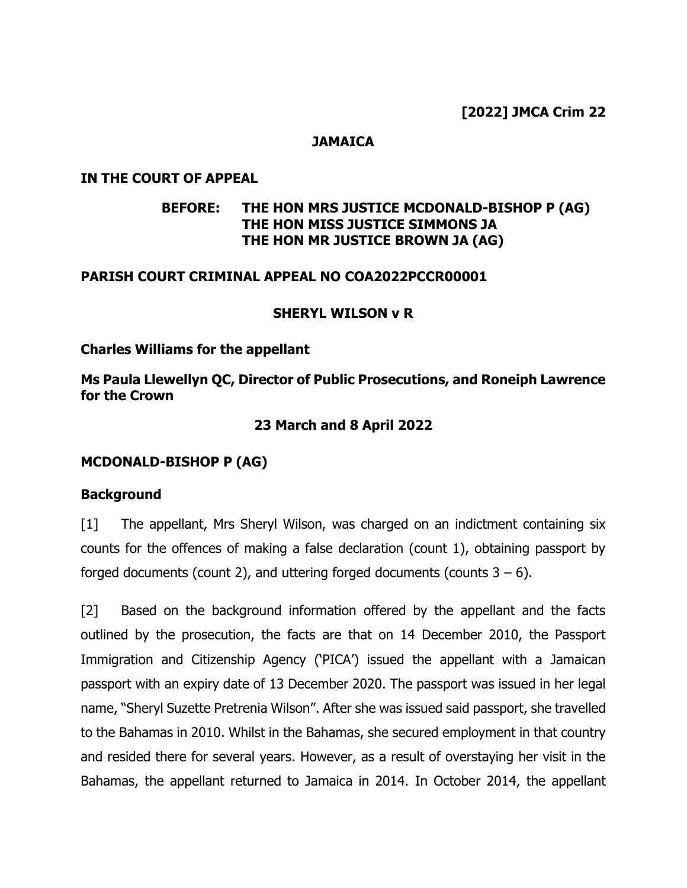**[2022] JMCA Crim 22**

**JAMAICA**

**IN THE COURT OF APPEAL**

**BEFORE: THE HON MRS JUSTICE MCDONALD-BISHOP P (AG)**
**THE HON MISS JUSTICE SIMMONS JA**
**THE HON MR JUSTICE BROWN JA (AG)**

**PARISH COURT CRIMINAL APPEAL NO COA2022PCCR00001**

**SHERYL WILSON v R**

**Charles Williams for the appellant**

**Ms Paula Llewellyn QC, Director of Public Prosecutions, and Roneiph Lawrence for the Crown**

**23 March and 8 April 2022**

**MCDONALD-BISHOP P (AG)**

**Background**

[1] The appellant, Mrs Sheryl Wilson, was charged on an indictment containing six counts for the offences of making a false declaration (count 1), obtaining passport by forged documents (count 2), and uttering forged documents (counts 3 – 6).

[2] Based on the background information offered by the appellant and the facts outlined by the prosecution, the facts are that on 14 December 2010, the Passport Immigration and Citizenship Agency ('PICA') issued the appellant with a Jamaican passport with an expiry date of 13 December 2020. The passport was issued in her legal name, "Sheryl Suzette Pretrenia Wilson". After she was issued said passport, she travelled to the Bahamas in 2010. Whilst in the Bahamas, she secured employment in that country and resided there for several years. However, as a result of overstaying her visit in the Bahamas, the appellant returned to Jamaica in 2014. In October 2014, the appellant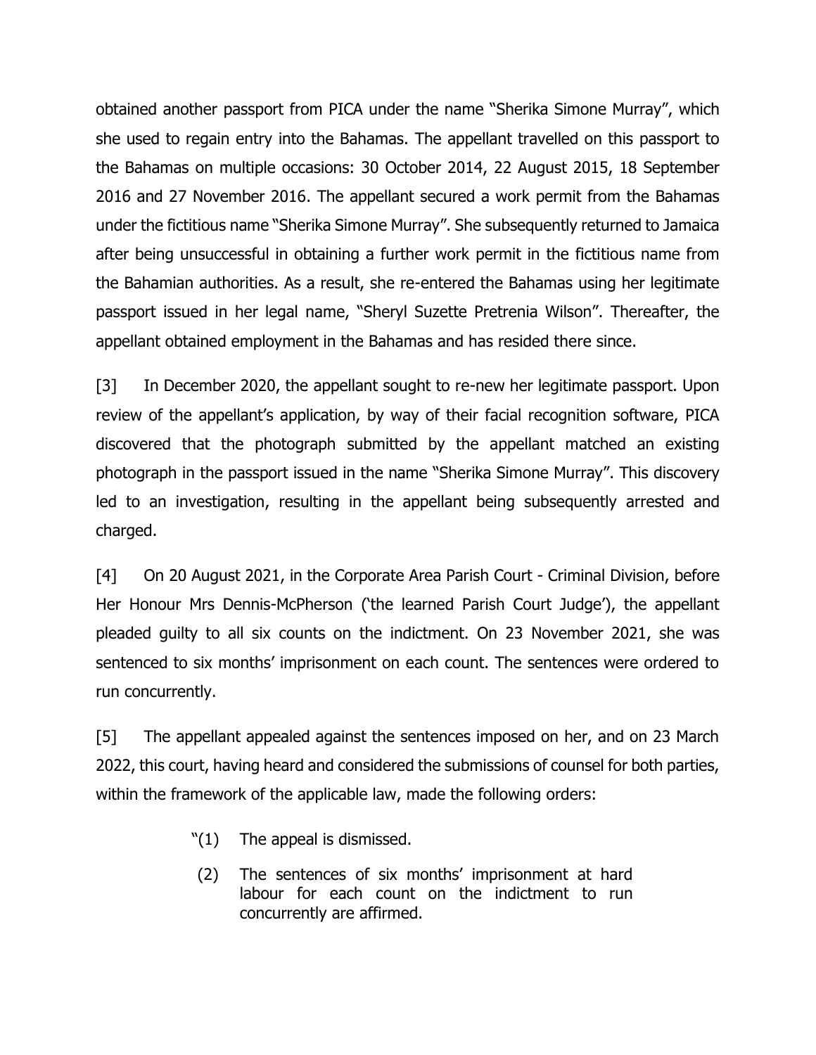obtained another passport from PICA under the name "Sherika Simone Murray", which she used to regain entry into the Bahamas. The appellant travelled on this passport to the Bahamas on multiple occasions: 30 October 2014, 22 August 2015, 18 September 2016 and 27 November 2016. The appellant secured a work permit from the Bahamas under the fictitious name "Sherika Simone Murray". She subsequently returned to Jamaica after being unsuccessful in obtaining a further work permit in the fictitious name from the Bahamian authorities. As a result, she re-entered the Bahamas using her legitimate passport issued in her legal name, "Sheryl Suzette Pretrenia Wilson". Thereafter, the appellant obtained employment in the Bahamas and has resided there since.

[3] In December 2020, the appellant sought to re-new her legitimate passport. Upon review of the appellant's application, by way of their facial recognition software, PICA discovered that the photograph submitted by the appellant matched an existing photograph in the passport issued in the name "Sherika Simone Murray". This discovery led to an investigation, resulting in the appellant being subsequently arrested and charged.

[4] On 20 August 2021, in the Corporate Area Parish Court - Criminal Division, before Her Honour Mrs Dennis-McPherson ('the learned Parish Court Judge'), the appellant pleaded guilty to all six counts on the indictment. On 23 November 2021, she was sentenced to six months' imprisonment on each count. The sentences were ordered to run concurrently.

[5] The appellant appealed against the sentences imposed on her, and on 23 March 2022, this court, having heard and considered the submissions of counsel for both parties, within the framework of the applicable law, made the following orders:

> "(1) The appeal is dismissed.
>
> (2) The sentences of six months' imprisonment at hard labour for each count on the indictment to run concurrently are affirmed.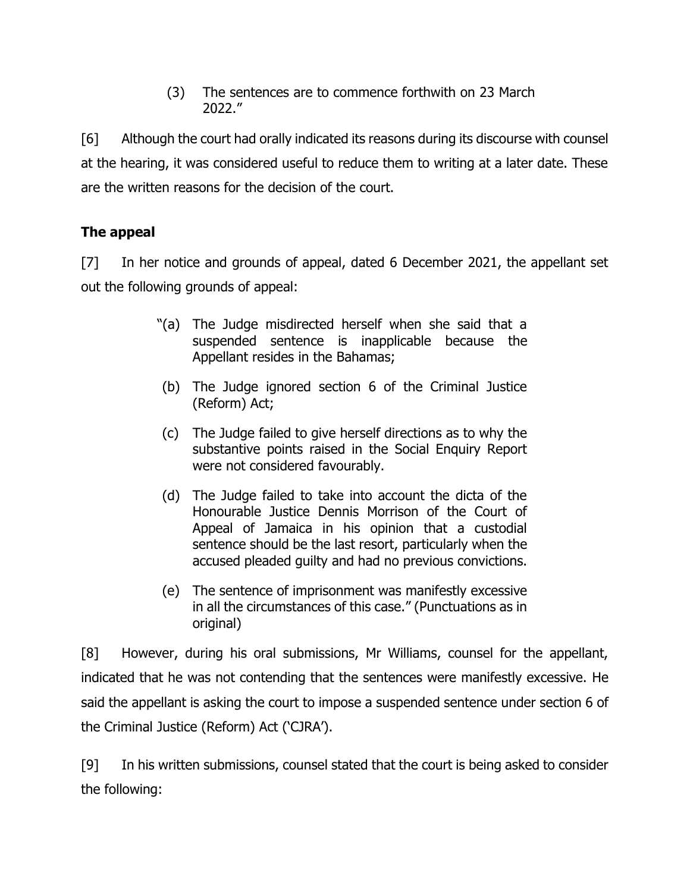> (3) The sentences are to commence forthwith on 23 March 2022."

[6] Although the court had orally indicated its reasons during its discourse with counsel at the hearing, it was considered useful to reduce them to writing at a later date. These are the written reasons for the decision of the court.

**The appeal**

[7] In her notice and grounds of appeal, dated 6 December 2021, the appellant set out the following grounds of appeal:

> "(a) The Judge misdirected herself when she said that a suspended sentence is inapplicable because the Appellant resides in the Bahamas;
>
> (b) The Judge ignored section 6 of the Criminal Justice (Reform) Act;
>
> (c) The Judge failed to give herself directions as to why the substantive points raised in the Social Enquiry Report were not considered favourably.
>
> (d) The Judge failed to take into account the dicta of the Honourable Justice Dennis Morrison of the Court of Appeal of Jamaica in his opinion that a custodial sentence should be the last resort, particularly when the accused pleaded guilty and had no previous convictions.
>
> (e) The sentence of imprisonment was manifestly excessive in all the circumstances of this case." (Punctuations as in original)

[8] However, during his oral submissions, Mr Williams, counsel for the appellant, indicated that he was not contending that the sentences were manifestly excessive. He said the appellant is asking the court to impose a suspended sentence under section 6 of the Criminal Justice (Reform) Act ('CJRA').

[9] In his written submissions, counsel stated that the court is being asked to consider the following: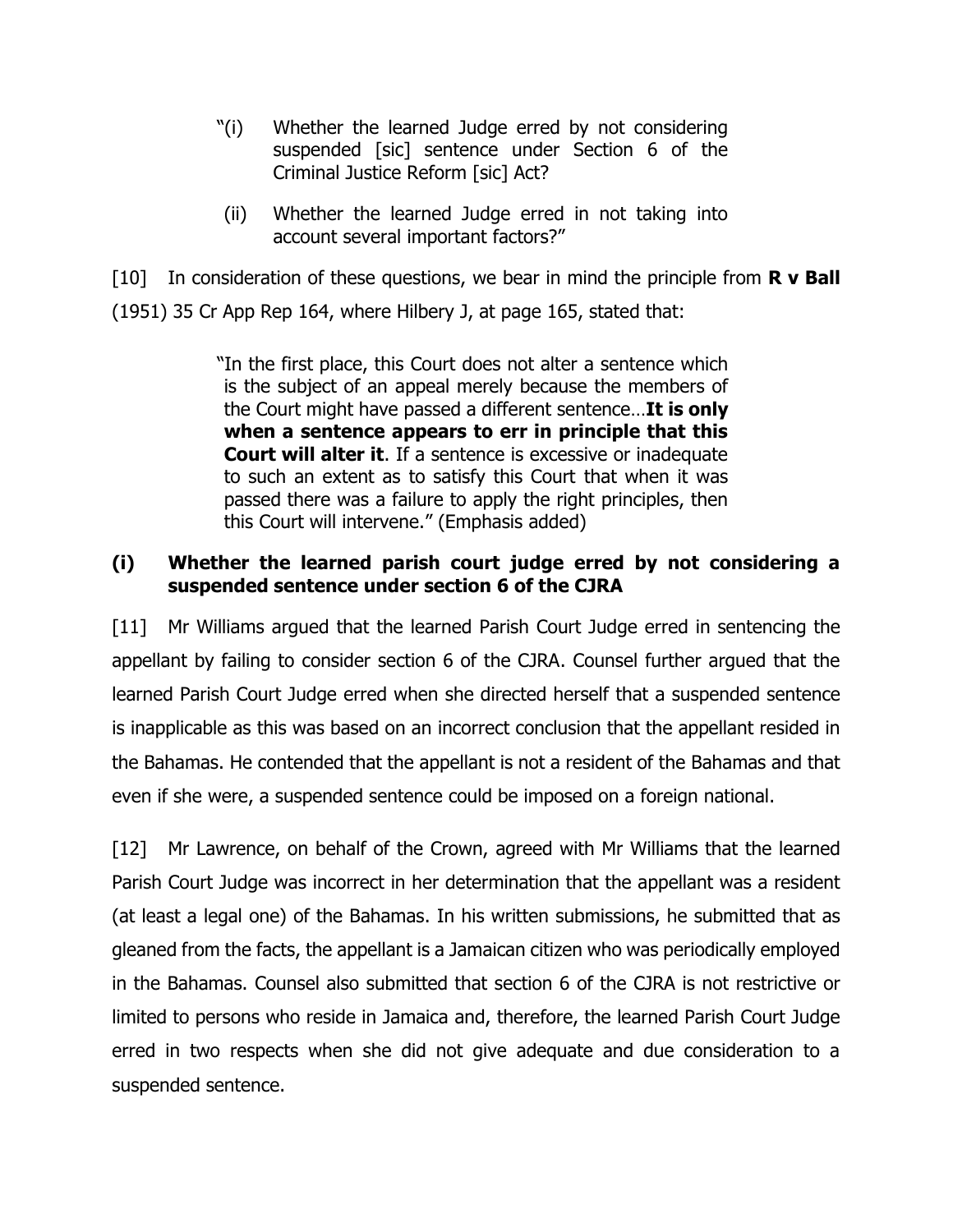> "(i) Whether the learned Judge erred by not considering suspended [sic] sentence under Section 6 of the Criminal Justice Reform [sic] Act?
>
> (ii) Whether the learned Judge erred in not taking into account several important factors?"

[10] In consideration of these questions, we bear in mind the principle from **R v Ball** (1951) 35 Cr App Rep 164, where Hilbery J, at page 165, stated that:

> "In the first place, this Court does not alter a sentence which is the subject of an appeal merely because the members of the Court might have passed a different sentence…**It is only when a sentence appears to err in principle that this Court will alter it**. If a sentence is excessive or inadequate to such an extent as to satisfy this Court that when it was passed there was a failure to apply the right principles, then this Court will intervene." (Emphasis added)

### (i) Whether the learned parish court judge erred by not considering a suspended sentence under section 6 of the CJRA

[11] Mr Williams argued that the learned Parish Court Judge erred in sentencing the appellant by failing to consider section 6 of the CJRA. Counsel further argued that the learned Parish Court Judge erred when she directed herself that a suspended sentence is inapplicable as this was based on an incorrect conclusion that the appellant resided in the Bahamas. He contended that the appellant is not a resident of the Bahamas and that even if she were, a suspended sentence could be imposed on a foreign national.

[12] Mr Lawrence, on behalf of the Crown, agreed with Mr Williams that the learned Parish Court Judge was incorrect in her determination that the appellant was a resident (at least a legal one) of the Bahamas. In his written submissions, he submitted that as gleaned from the facts, the appellant is a Jamaican citizen who was periodically employed in the Bahamas. Counsel also submitted that section 6 of the CJRA is not restrictive or limited to persons who reside in Jamaica and, therefore, the learned Parish Court Judge erred in two respects when she did not give adequate and due consideration to a suspended sentence.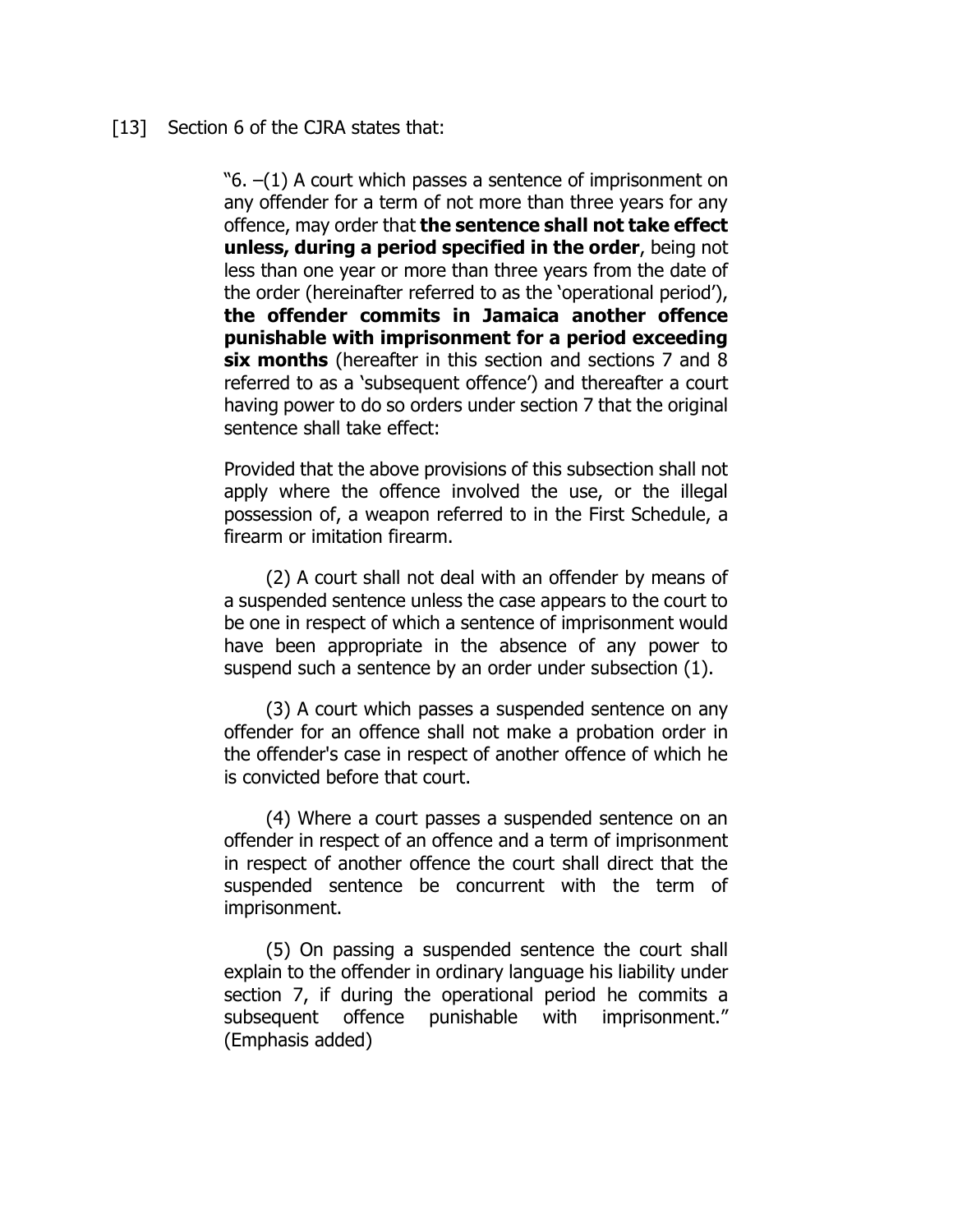[13] Section 6 of the CJRA states that:

> "6. –(1) A court which passes a sentence of imprisonment on any offender for a term of not more than three years for any offence, may order that **the sentence shall not take effect unless, during a period specified in the order**, being not less than one year or more than three years from the date of the order (hereinafter referred to as the 'operational period'), **the offender commits in Jamaica another offence punishable with imprisonment for a period exceeding six months** (hereafter in this section and sections 7 and 8 referred to as a 'subsequent offence') and thereafter a court having power to do so orders under section 7 that the original sentence shall take effect:
>
> Provided that the above provisions of this subsection shall not apply where the offence involved the use, or the illegal possession of, a weapon referred to in the First Schedule, a firearm or imitation firearm.
>
> (2) A court shall not deal with an offender by means of a suspended sentence unless the case appears to the court to be one in respect of which a sentence of imprisonment would have been appropriate in the absence of any power to suspend such a sentence by an order under subsection (1).
>
> (3) A court which passes a suspended sentence on any offender for an offence shall not make a probation order in the offender's case in respect of another offence of which he is convicted before that court.
>
> (4) Where a court passes a suspended sentence on an offender in respect of an offence and a term of imprisonment in respect of another offence the court shall direct that the suspended sentence be concurrent with the term of imprisonment.
>
> (5) On passing a suspended sentence the court shall explain to the offender in ordinary language his liability under section 7, if during the operational period he commits a subsequent offence punishable with imprisonment." (Emphasis added)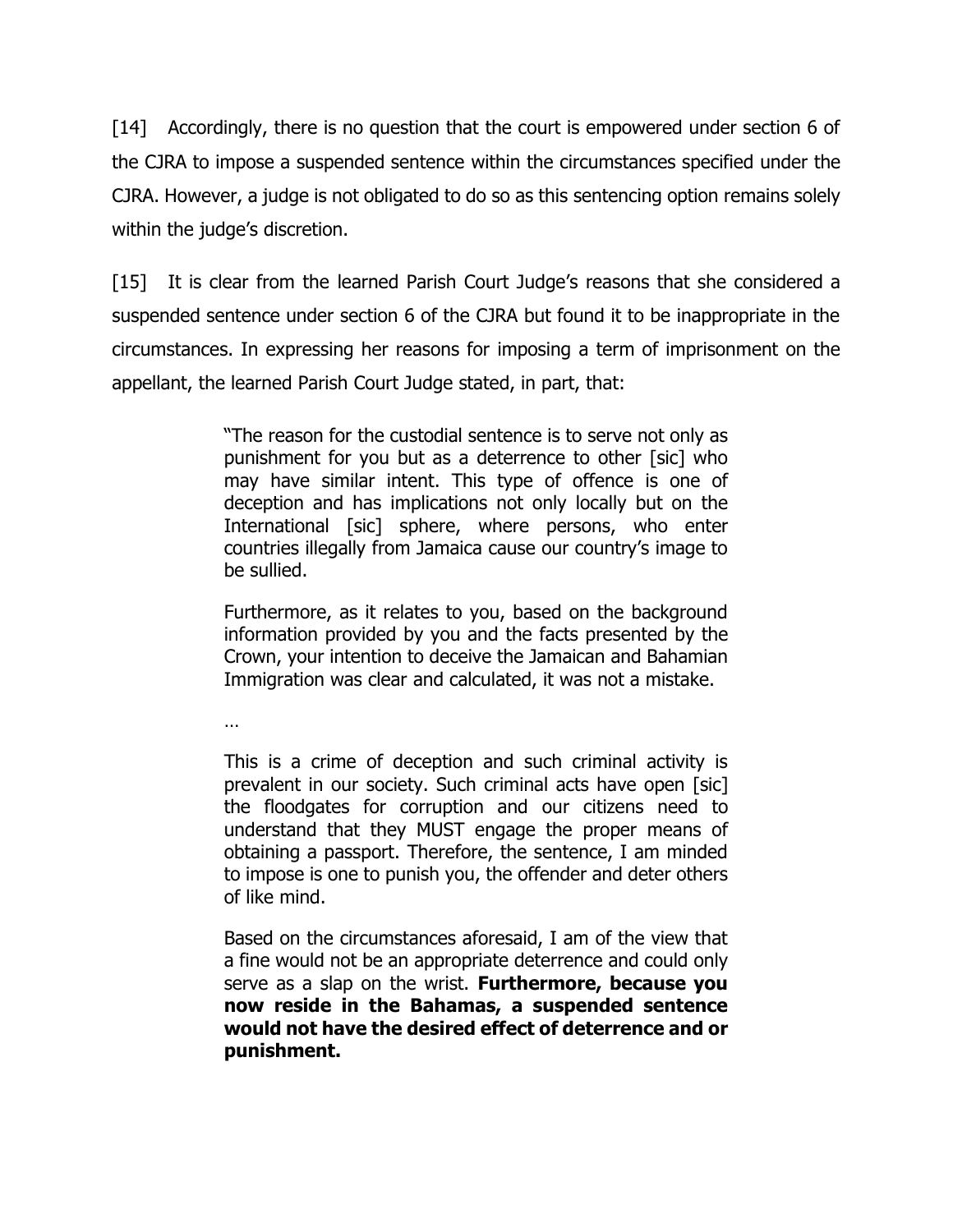[14] Accordingly, there is no question that the court is empowered under section 6 of the CJRA to impose a suspended sentence within the circumstances specified under the CJRA. However, a judge is not obligated to do so as this sentencing option remains solely within the judge's discretion.

[15] It is clear from the learned Parish Court Judge's reasons that she considered a suspended sentence under section 6 of the CJRA but found it to be inappropriate in the circumstances. In expressing her reasons for imposing a term of imprisonment on the appellant, the learned Parish Court Judge stated, in part, that:

> "The reason for the custodial sentence is to serve not only as punishment for you but as a deterrence to other [sic] who may have similar intent. This type of offence is one of deception and has implications not only locally but on the International [sic] sphere, where persons, who enter countries illegally from Jamaica cause our country's image to be sullied.
>
> Furthermore, as it relates to you, based on the background information provided by you and the facts presented by the Crown, your intention to deceive the Jamaican and Bahamian Immigration was clear and calculated, it was not a mistake.
>
> …
>
> This is a crime of deception and such criminal activity is prevalent in our society. Such criminal acts have open [sic] the floodgates for corruption and our citizens need to understand that they MUST engage the proper means of obtaining a passport. Therefore, the sentence, I am minded to impose is one to punish you, the offender and deter others of like mind.
>
> Based on the circumstances aforesaid, I am of the view that a fine would not be an appropriate deterrence and could only serve as a slap on the wrist. **Furthermore, because you now reside in the Bahamas, a suspended sentence would not have the desired effect of deterrence and or punishment.**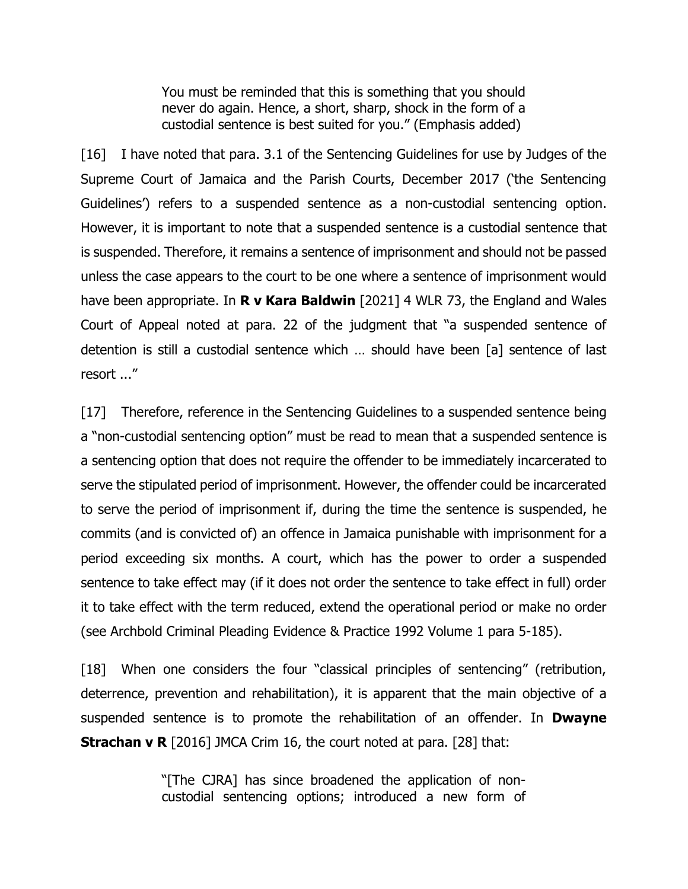> You must be reminded that this is something that you should never do again. Hence, a short, sharp, shock in the form of a custodial sentence is best suited for you." (Emphasis added)

[16] I have noted that para. 3.1 of the Sentencing Guidelines for use by Judges of the Supreme Court of Jamaica and the Parish Courts, December 2017 ('the Sentencing Guidelines') refers to a suspended sentence as a non-custodial sentencing option. However, it is important to note that a suspended sentence is a custodial sentence that is suspended. Therefore, it remains a sentence of imprisonment and should not be passed unless the case appears to the court to be one where a sentence of imprisonment would have been appropriate. In **R v Kara Baldwin** [2021] 4 WLR 73, the England and Wales Court of Appeal noted at para. 22 of the judgment that "a suspended sentence of detention is still a custodial sentence which … should have been [a] sentence of last resort ..."

[17] Therefore, reference in the Sentencing Guidelines to a suspended sentence being a "non-custodial sentencing option" must be read to mean that a suspended sentence is a sentencing option that does not require the offender to be immediately incarcerated to serve the stipulated period of imprisonment. However, the offender could be incarcerated to serve the period of imprisonment if, during the time the sentence is suspended, he commits (and is convicted of) an offence in Jamaica punishable with imprisonment for a period exceeding six months. A court, which has the power to order a suspended sentence to take effect may (if it does not order the sentence to take effect in full) order it to take effect with the term reduced, extend the operational period or make no order (see Archbold Criminal Pleading Evidence & Practice 1992 Volume 1 para 5-185).

[18] When one considers the four "classical principles of sentencing" (retribution, deterrence, prevention and rehabilitation), it is apparent that the main objective of a suspended sentence is to promote the rehabilitation of an offender. In **Dwayne Strachan v R** [2016] JMCA Crim 16, the court noted at para. [28] that:

> "[The CJRA] has since broadened the application of non-custodial sentencing options; introduced a new form of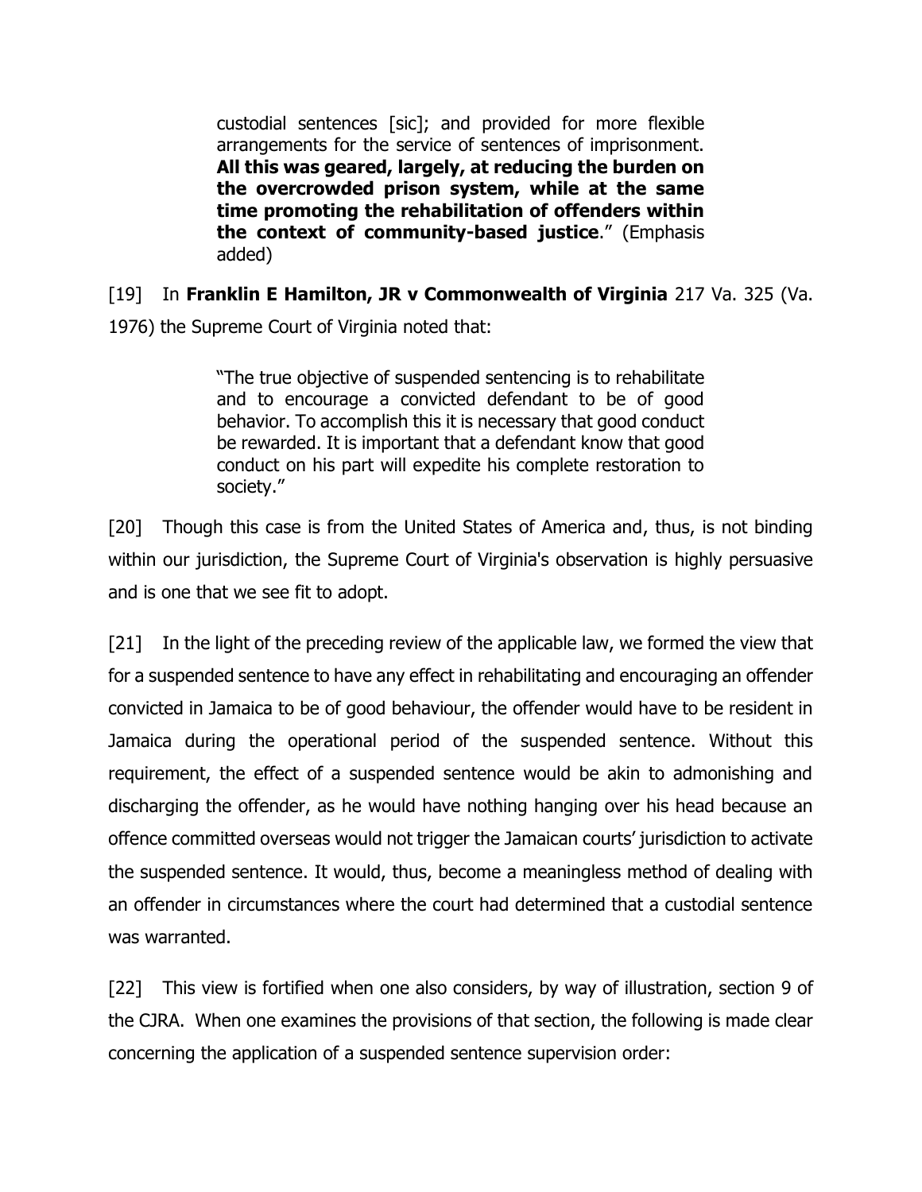> custodial sentences [sic]; and provided for more flexible arrangements for the service of sentences of imprisonment. **All this was geared, largely, at reducing the burden on the overcrowded prison system, while at the same time promoting the rehabilitation of offenders within the context of community-based justice**." (Emphasis added)

[19] In **Franklin E Hamilton, JR v Commonwealth of Virginia** 217 Va. 325 (Va. 1976) the Supreme Court of Virginia noted that:

> "The true objective of suspended sentencing is to rehabilitate and to encourage a convicted defendant to be of good behavior. To accomplish this it is necessary that good conduct be rewarded. It is important that a defendant know that good conduct on his part will expedite his complete restoration to society."

[20] Though this case is from the United States of America and, thus, is not binding within our jurisdiction, the Supreme Court of Virginia's observation is highly persuasive and is one that we see fit to adopt.

[21] In the light of the preceding review of the applicable law, we formed the view that for a suspended sentence to have any effect in rehabilitating and encouraging an offender convicted in Jamaica to be of good behaviour, the offender would have to be resident in Jamaica during the operational period of the suspended sentence. Without this requirement, the effect of a suspended sentence would be akin to admonishing and discharging the offender, as he would have nothing hanging over his head because an offence committed overseas would not trigger the Jamaican courts' jurisdiction to activate the suspended sentence. It would, thus, become a meaningless method of dealing with an offender in circumstances where the court had determined that a custodial sentence was warranted.

[22] This view is fortified when one also considers, by way of illustration, section 9 of the CJRA. When one examines the provisions of that section, the following is made clear concerning the application of a suspended sentence supervision order: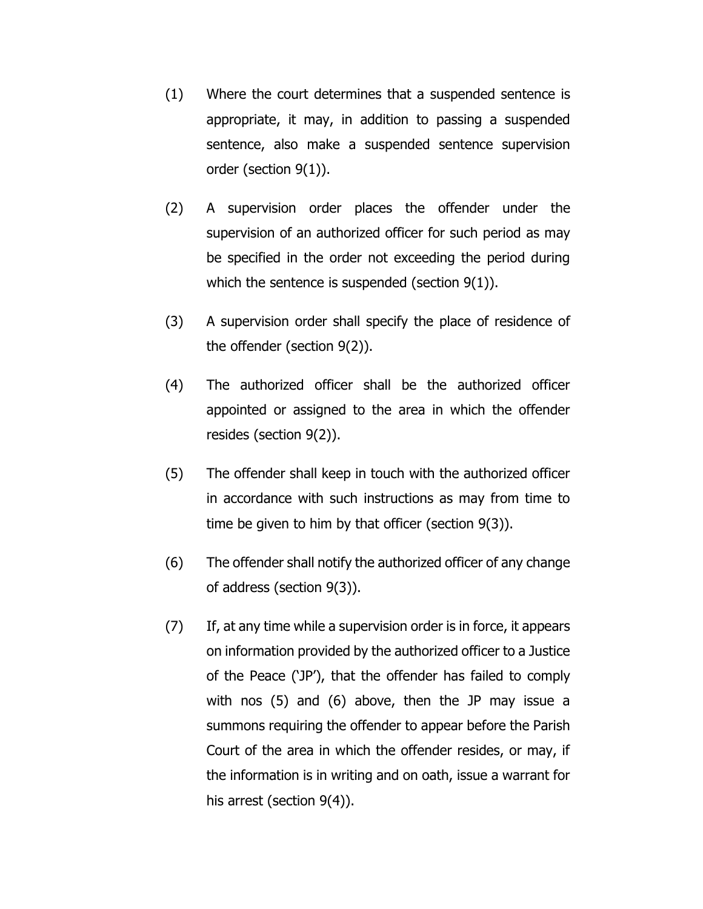(1) Where the court determines that a suspended sentence is appropriate, it may, in addition to passing a suspended sentence, also make a suspended sentence supervision order (section 9(1)).

(2) A supervision order places the offender under the supervision of an authorized officer for such period as may be specified in the order not exceeding the period during which the sentence is suspended (section 9(1)).

(3) A supervision order shall specify the place of residence of the offender (section 9(2)).

(4) The authorized officer shall be the authorized officer appointed or assigned to the area in which the offender resides (section 9(2)).

(5) The offender shall keep in touch with the authorized officer in accordance with such instructions as may from time to time be given to him by that officer (section 9(3)).

(6) The offender shall notify the authorized officer of any change of address (section 9(3)).

(7) If, at any time while a supervision order is in force, it appears on information provided by the authorized officer to a Justice of the Peace ('JP'), that the offender has failed to comply with nos (5) and (6) above, then the JP may issue a summons requiring the offender to appear before the Parish Court of the area in which the offender resides, or may, if the information is in writing and on oath, issue a warrant for his arrest (section 9(4)).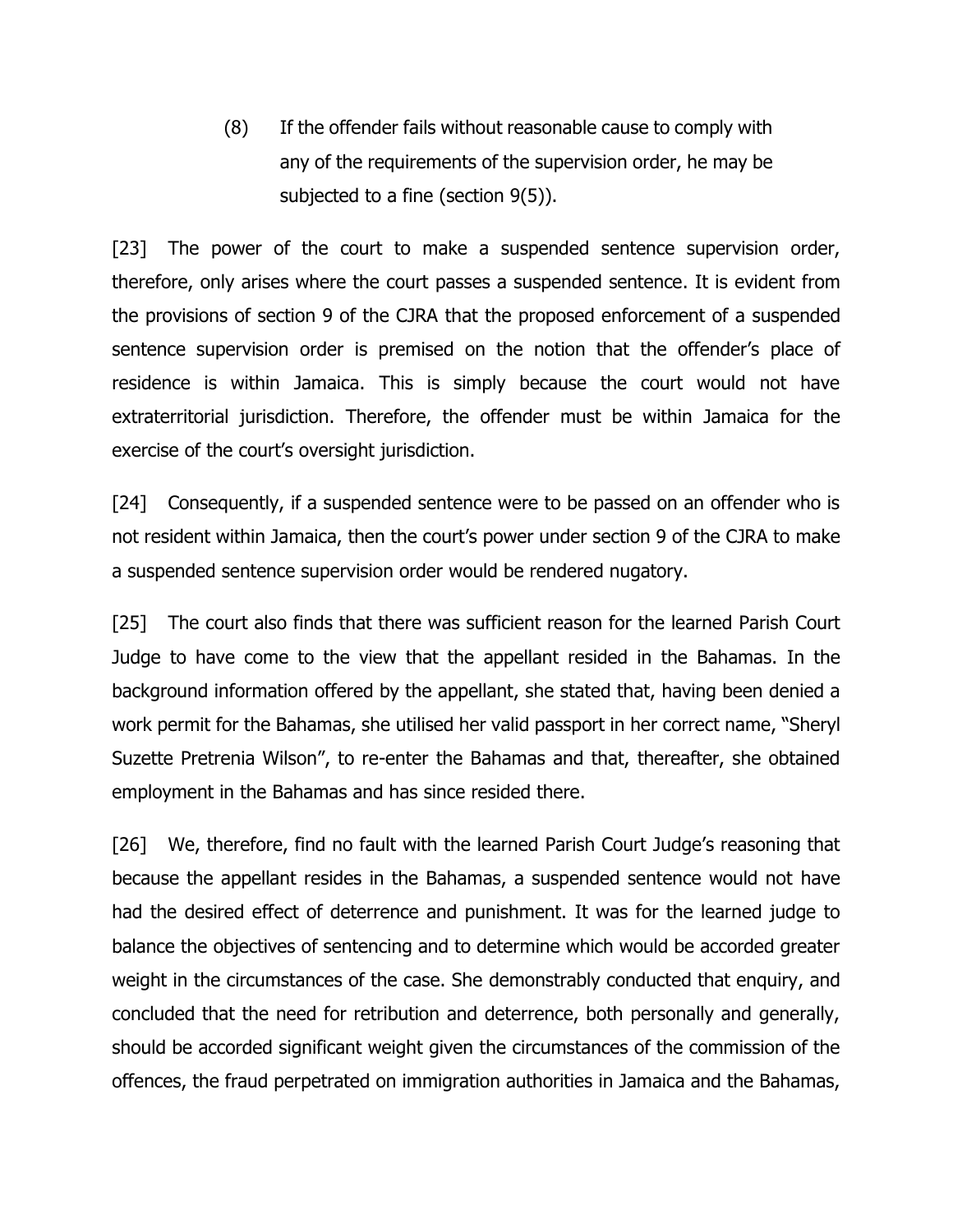(8) If the offender fails without reasonable cause to comply with any of the requirements of the supervision order, he may be subjected to a fine (section 9(5)).

[23] The power of the court to make a suspended sentence supervision order, therefore, only arises where the court passes a suspended sentence. It is evident from the provisions of section 9 of the CJRA that the proposed enforcement of a suspended sentence supervision order is premised on the notion that the offender's place of residence is within Jamaica. This is simply because the court would not have extraterritorial jurisdiction. Therefore, the offender must be within Jamaica for the exercise of the court's oversight jurisdiction.

[24] Consequently, if a suspended sentence were to be passed on an offender who is not resident within Jamaica, then the court's power under section 9 of the CJRA to make a suspended sentence supervision order would be rendered nugatory.

[25] The court also finds that there was sufficient reason for the learned Parish Court Judge to have come to the view that the appellant resided in the Bahamas. In the background information offered by the appellant, she stated that, having been denied a work permit for the Bahamas, she utilised her valid passport in her correct name, "Sheryl Suzette Pretrenia Wilson", to re-enter the Bahamas and that, thereafter, she obtained employment in the Bahamas and has since resided there.

[26] We, therefore, find no fault with the learned Parish Court Judge's reasoning that because the appellant resides in the Bahamas, a suspended sentence would not have had the desired effect of deterrence and punishment. It was for the learned judge to balance the objectives of sentencing and to determine which would be accorded greater weight in the circumstances of the case. She demonstrably conducted that enquiry, and concluded that the need for retribution and deterrence, both personally and generally, should be accorded significant weight given the circumstances of the commission of the offences, the fraud perpetrated on immigration authorities in Jamaica and the Bahamas,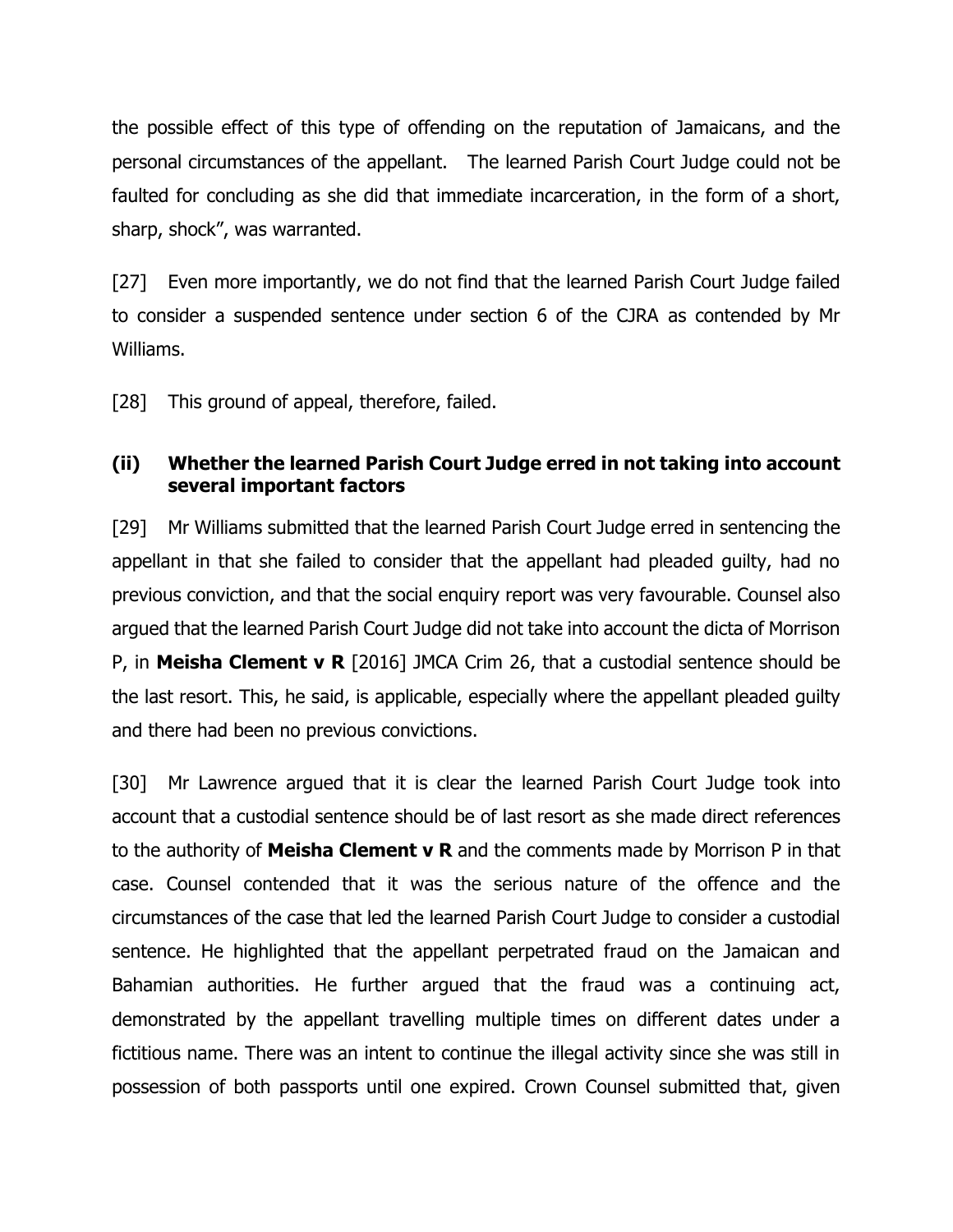the possible effect of this type of offending on the reputation of Jamaicans, and the personal circumstances of the appellant. The learned Parish Court Judge could not be faulted for concluding as she did that immediate incarceration, in the form of a short, sharp, shock", was warranted.

[27] Even more importantly, we do not find that the learned Parish Court Judge failed to consider a suspended sentence under section 6 of the CJRA as contended by Mr Williams.

[28] This ground of appeal, therefore, failed.

### (ii) Whether the learned Parish Court Judge erred in not taking into account several important factors

[29] Mr Williams submitted that the learned Parish Court Judge erred in sentencing the appellant in that she failed to consider that the appellant had pleaded guilty, had no previous conviction, and that the social enquiry report was very favourable. Counsel also argued that the learned Parish Court Judge did not take into account the dicta of Morrison P, in **Meisha Clement v R** [2016] JMCA Crim 26, that a custodial sentence should be the last resort. This, he said, is applicable, especially where the appellant pleaded guilty and there had been no previous convictions.

[30] Mr Lawrence argued that it is clear the learned Parish Court Judge took into account that a custodial sentence should be of last resort as she made direct references to the authority of **Meisha Clement v R** and the comments made by Morrison P in that case. Counsel contended that it was the serious nature of the offence and the circumstances of the case that led the learned Parish Court Judge to consider a custodial sentence. He highlighted that the appellant perpetrated fraud on the Jamaican and Bahamian authorities. He further argued that the fraud was a continuing act, demonstrated by the appellant travelling multiple times on different dates under a fictitious name. There was an intent to continue the illegal activity since she was still in possession of both passports until one expired. Crown Counsel submitted that, given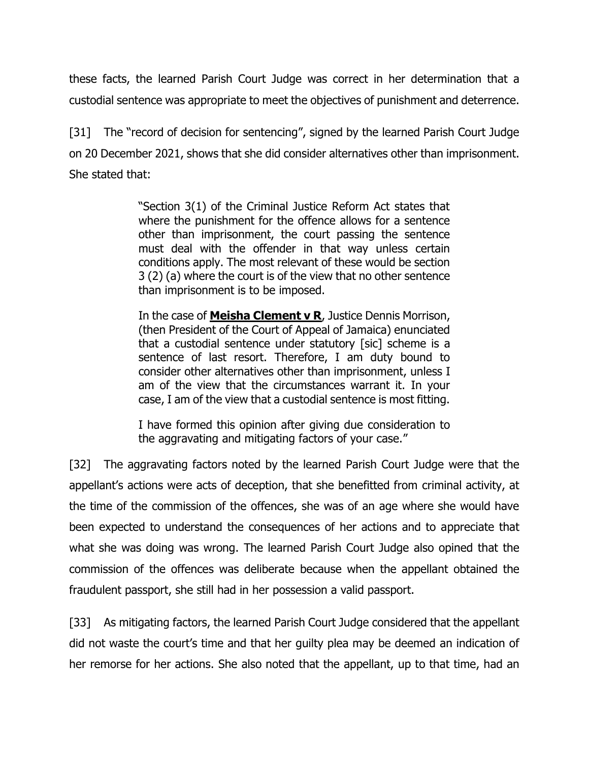these facts, the learned Parish Court Judge was correct in her determination that a custodial sentence was appropriate to meet the objectives of punishment and deterrence.

[31] The "record of decision for sentencing", signed by the learned Parish Court Judge on 20 December 2021, shows that she did consider alternatives other than imprisonment. She stated that:

> "Section 3(1) of the Criminal Justice Reform Act states that where the punishment for the offence allows for a sentence other than imprisonment, the court passing the sentence must deal with the offender in that way unless certain conditions apply. The most relevant of these would be section 3 (2) (a) where the court is of the view that no other sentence than imprisonment is to be imposed.
>
> In the case of **Meisha Clement v R**, Justice Dennis Morrison, (then President of the Court of Appeal of Jamaica) enunciated that a custodial sentence under statutory [sic] scheme is a sentence of last resort. Therefore, I am duty bound to consider other alternatives other than imprisonment, unless I am of the view that the circumstances warrant it. In your case, I am of the view that a custodial sentence is most fitting.
>
> I have formed this opinion after giving due consideration to the aggravating and mitigating factors of your case."

[32] The aggravating factors noted by the learned Parish Court Judge were that the appellant's actions were acts of deception, that she benefitted from criminal activity, at the time of the commission of the offences, she was of an age where she would have been expected to understand the consequences of her actions and to appreciate that what she was doing was wrong. The learned Parish Court Judge also opined that the commission of the offences was deliberate because when the appellant obtained the fraudulent passport, she still had in her possession a valid passport.

[33] As mitigating factors, the learned Parish Court Judge considered that the appellant did not waste the court's time and that her guilty plea may be deemed an indication of her remorse for her actions. She also noted that the appellant, up to that time, had an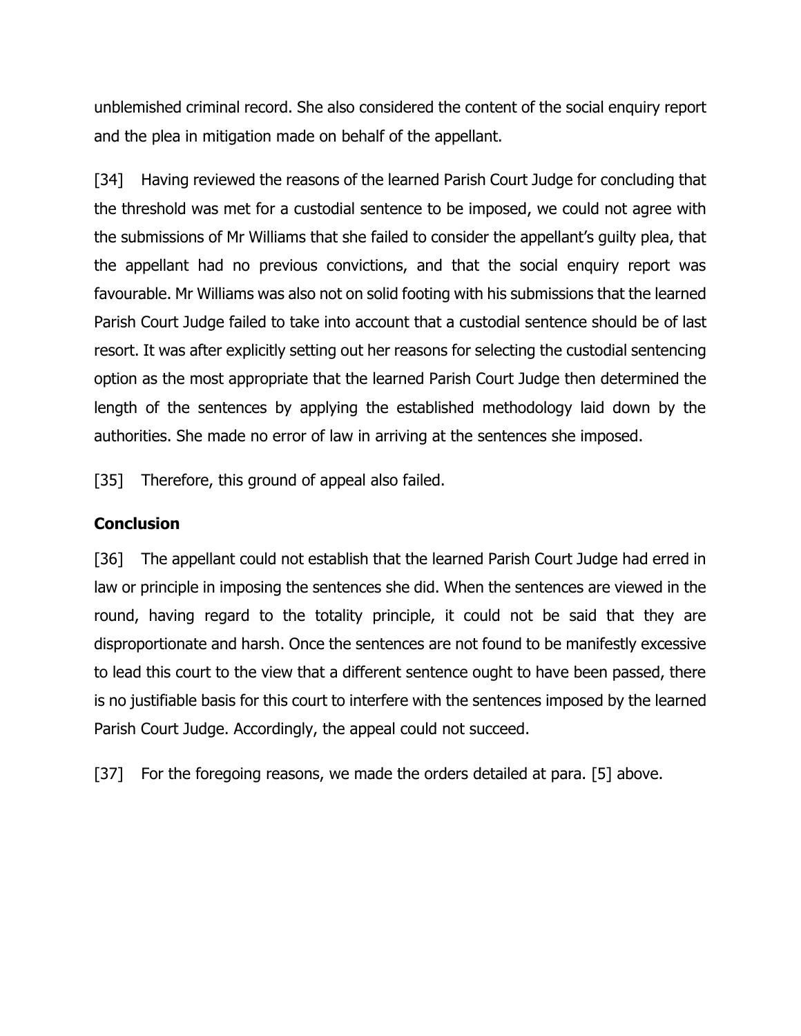unblemished criminal record. She also considered the content of the social enquiry report and the plea in mitigation made on behalf of the appellant.

[34] Having reviewed the reasons of the learned Parish Court Judge for concluding that the threshold was met for a custodial sentence to be imposed, we could not agree with the submissions of Mr Williams that she failed to consider the appellant's guilty plea, that the appellant had no previous convictions, and that the social enquiry report was favourable. Mr Williams was also not on solid footing with his submissions that the learned Parish Court Judge failed to take into account that a custodial sentence should be of last resort. It was after explicitly setting out her reasons for selecting the custodial sentencing option as the most appropriate that the learned Parish Court Judge then determined the length of the sentences by applying the established methodology laid down by the authorities. She made no error of law in arriving at the sentences she imposed.

[35] Therefore, this ground of appeal also failed.

## Conclusion

[36] The appellant could not establish that the learned Parish Court Judge had erred in law or principle in imposing the sentences she did. When the sentences are viewed in the round, having regard to the totality principle, it could not be said that they are disproportionate and harsh. Once the sentences are not found to be manifestly excessive to lead this court to the view that a different sentence ought to have been passed, there is no justifiable basis for this court to interfere with the sentences imposed by the learned Parish Court Judge. Accordingly, the appeal could not succeed.

[37] For the foregoing reasons, we made the orders detailed at para. [5] above.